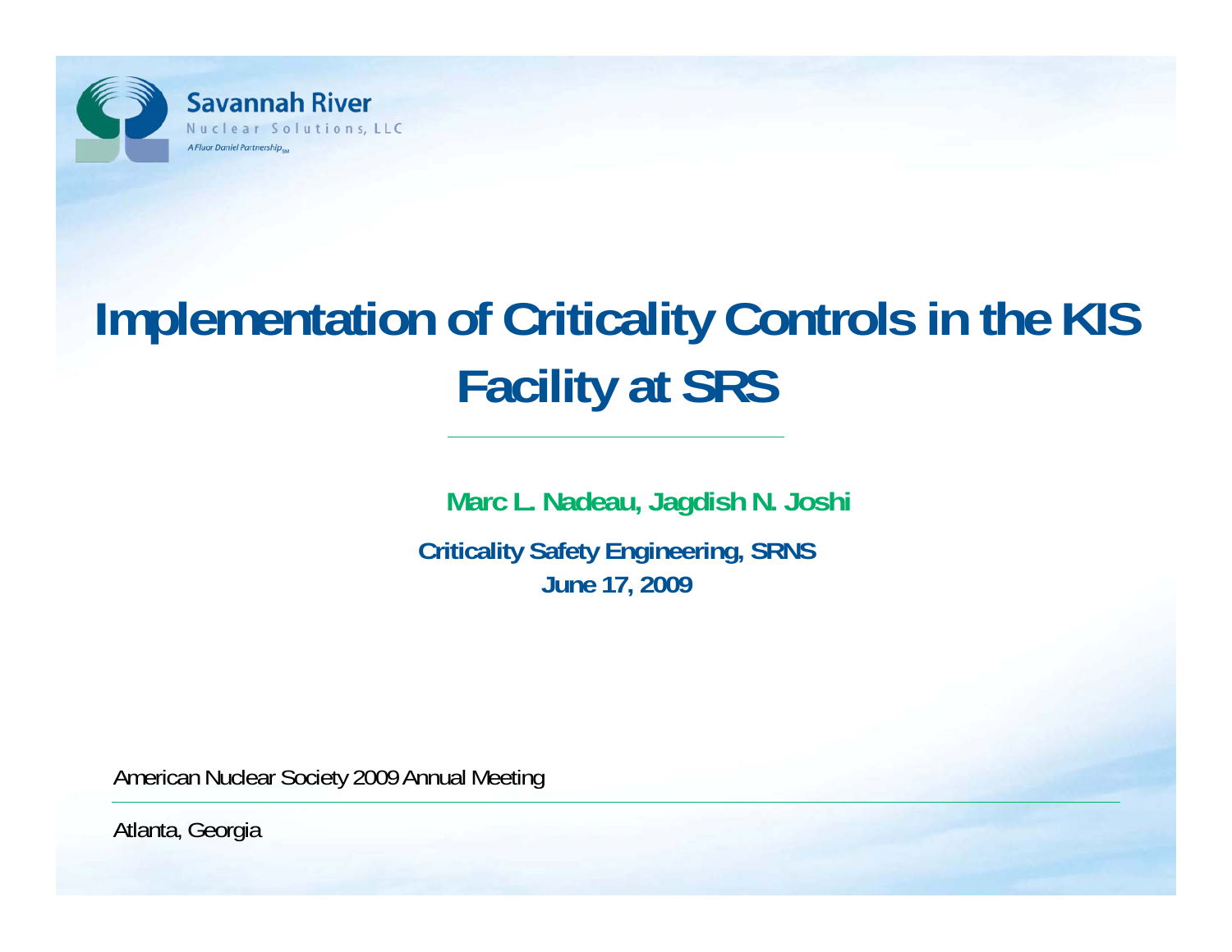Savannah River
Nuclear Solutions, LLC
*A Fluor Daniel Partnership*

# Implementation of Criticality Controls in the KIS Facility at SRS

**Marc L. Nadeau, Jagdish N. Joshi**

**Criticality Safety Engineering, SRNS**
**June 17, 2009**

American Nuclear Society 2009 Annual Meeting

Atlanta, Georgia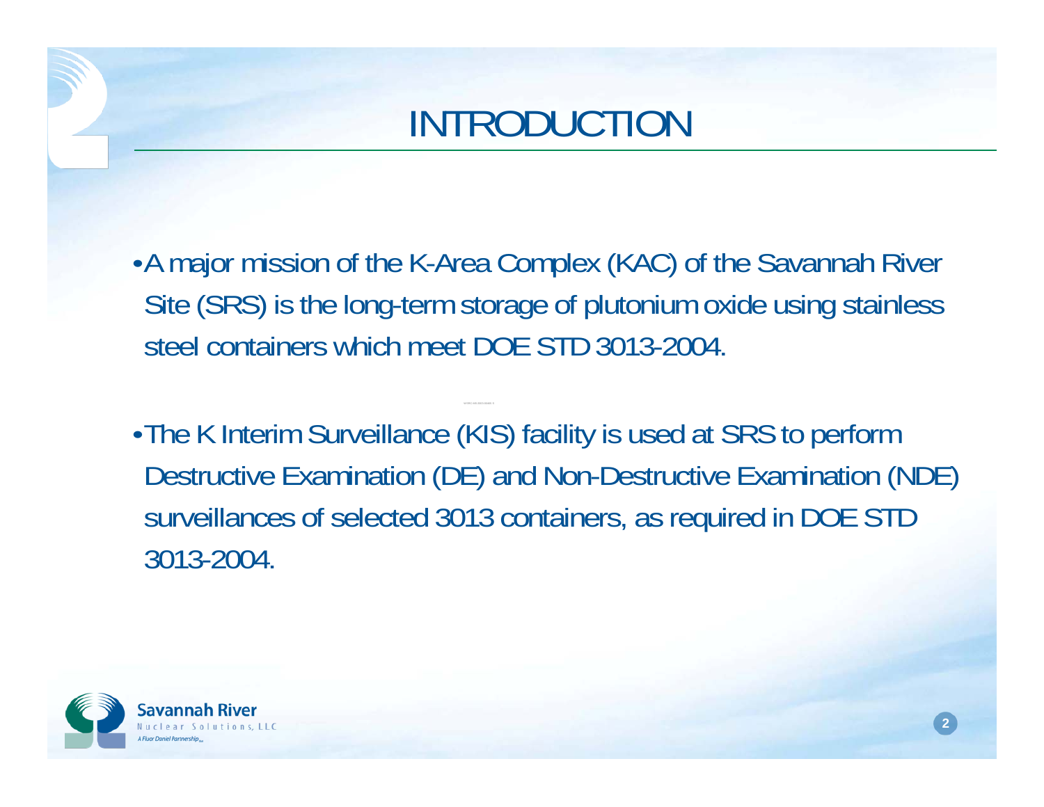# INTRODUCTION

- A major mission of the K-Area Complex (KAC) of the Savannah River Site (SRS) is the long-term storage of plutonium oxide using stainless steel containers which meet DOE STD 3013-2004.

- The K Interim Surveillance (KIS) facility is used at SRS to perform Destructive Examination (DE) and Non-Destructive Examination (NDE) surveillances of selected 3013 containers, as required in DOE STD 3013-2004.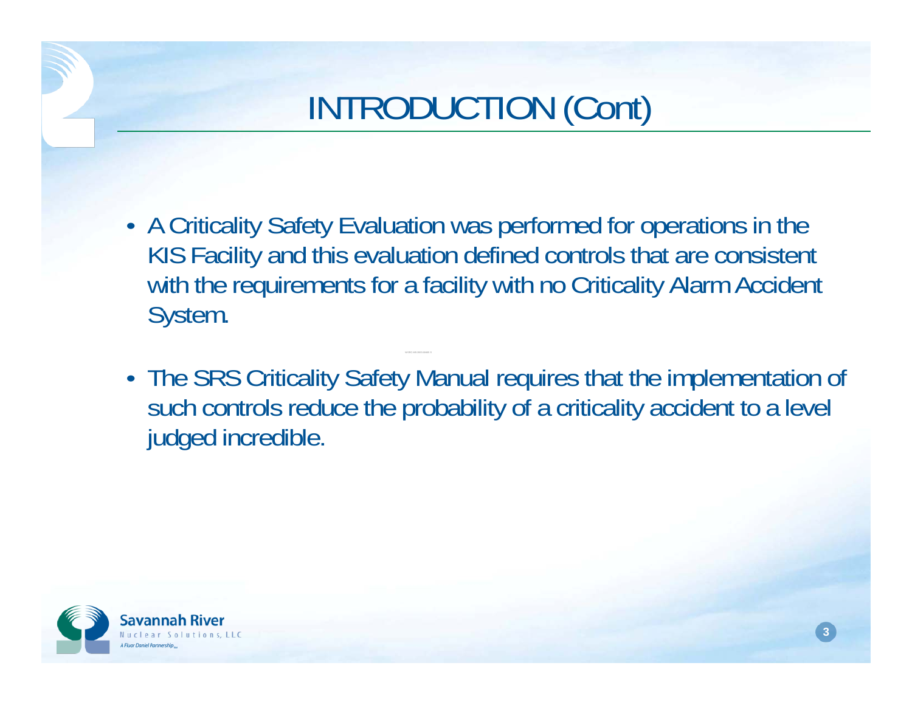# INTRODUCTION (Cont)

- A Criticality Safety Evaluation was performed for operations in the KIS Facility and this evaluation defined controls that are consistent with the requirements for a facility with no Criticality Alarm Accident System.
- The SRS Criticality Safety Manual requires that the implementation of such controls reduce the probability of a criticality accident to a level judged incredible.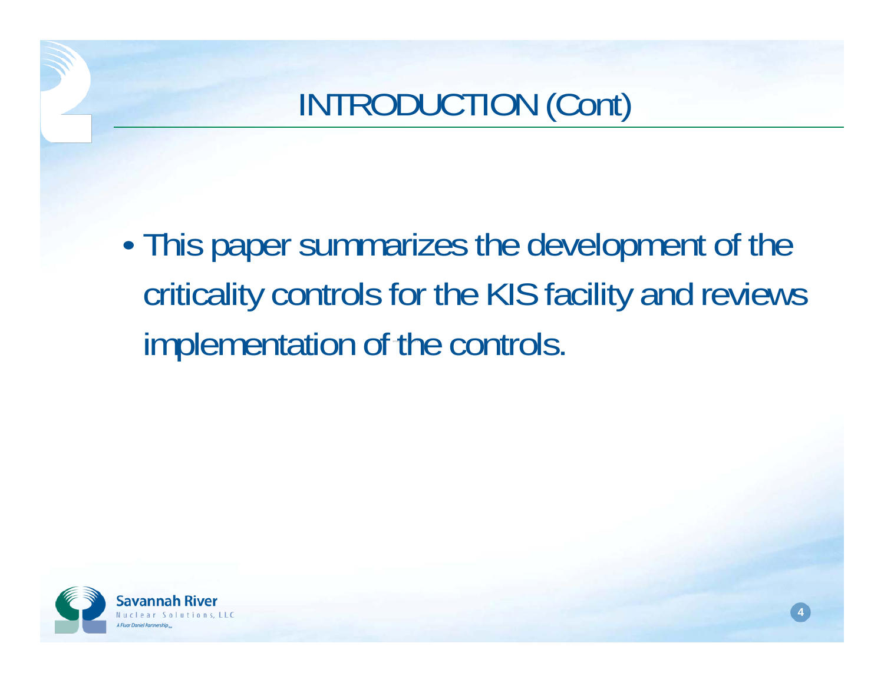# INTRODUCTION (Cont)

- This paper summarizes the development of the criticality controls for the KIS facility and reviews implementation of the controls.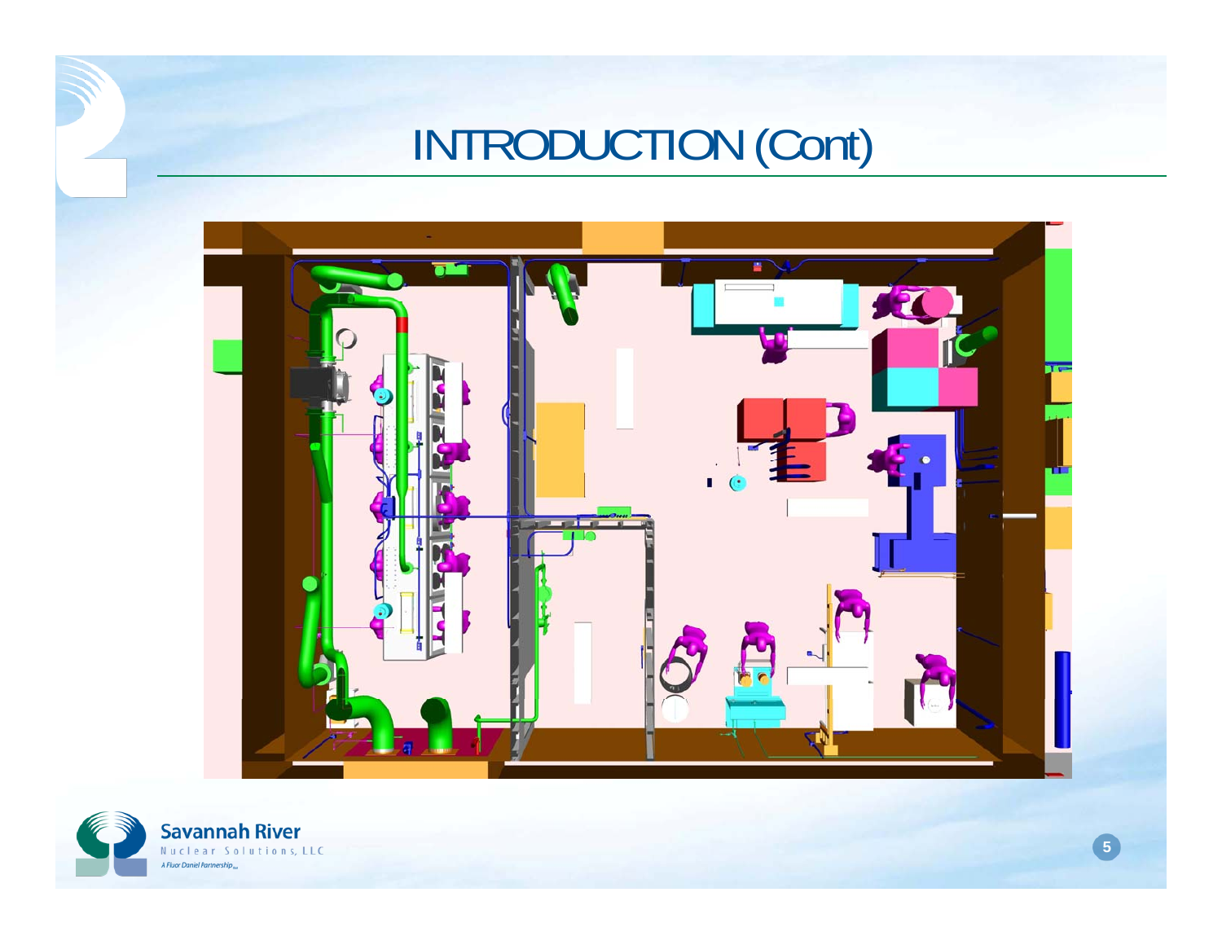# INTRODUCTION (Cont)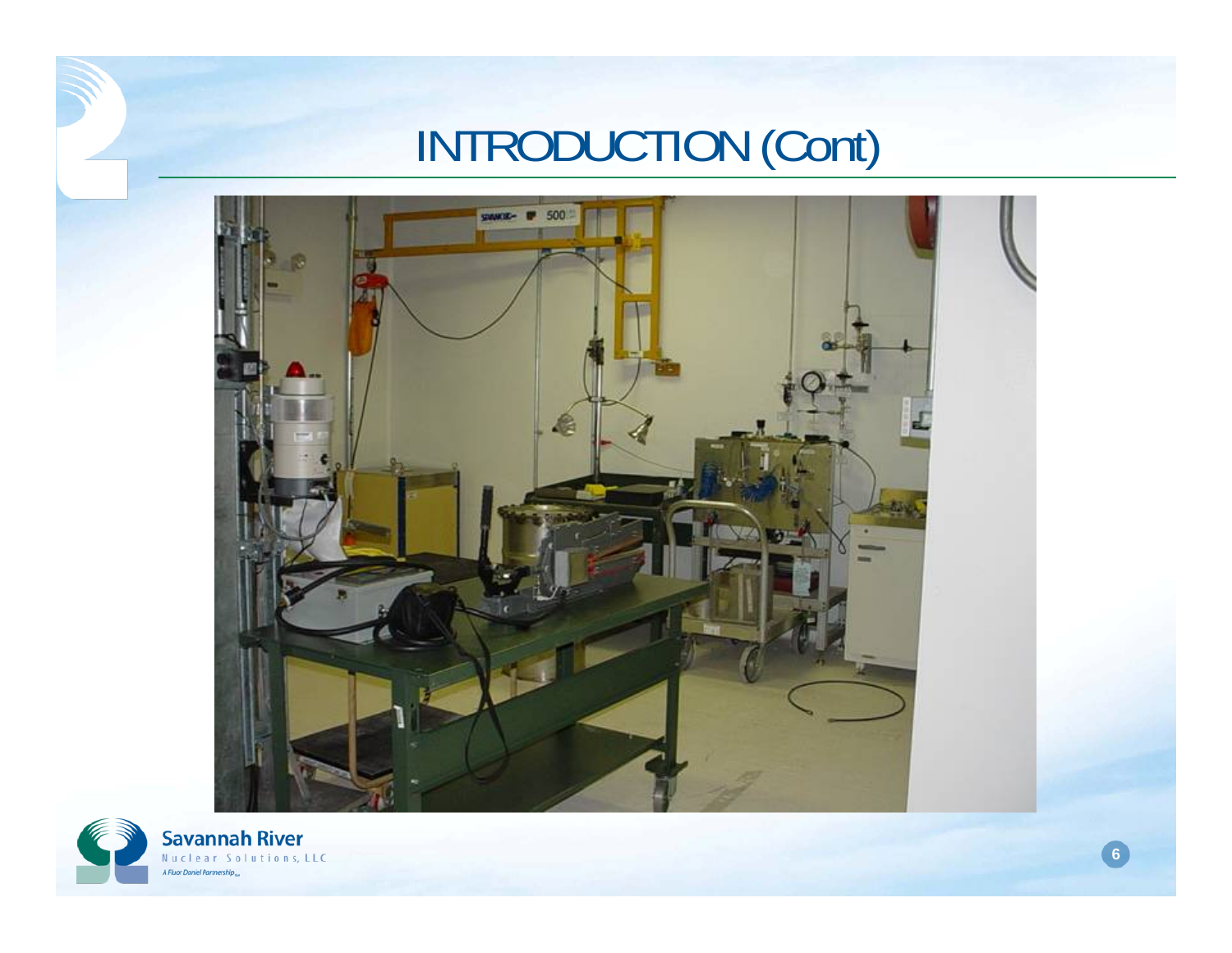# INTRODUCTION (Cont)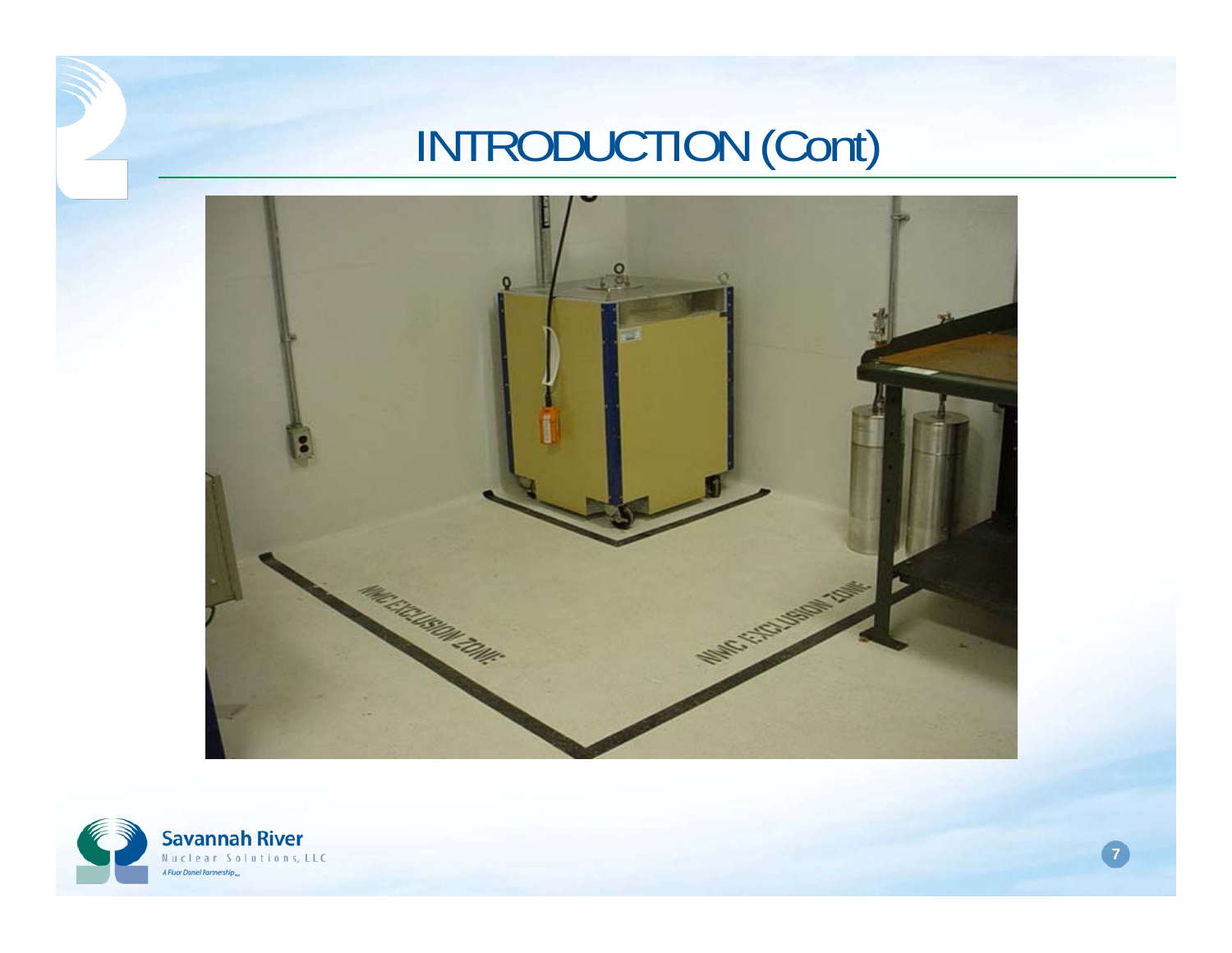# INTRODUCTION (Cont)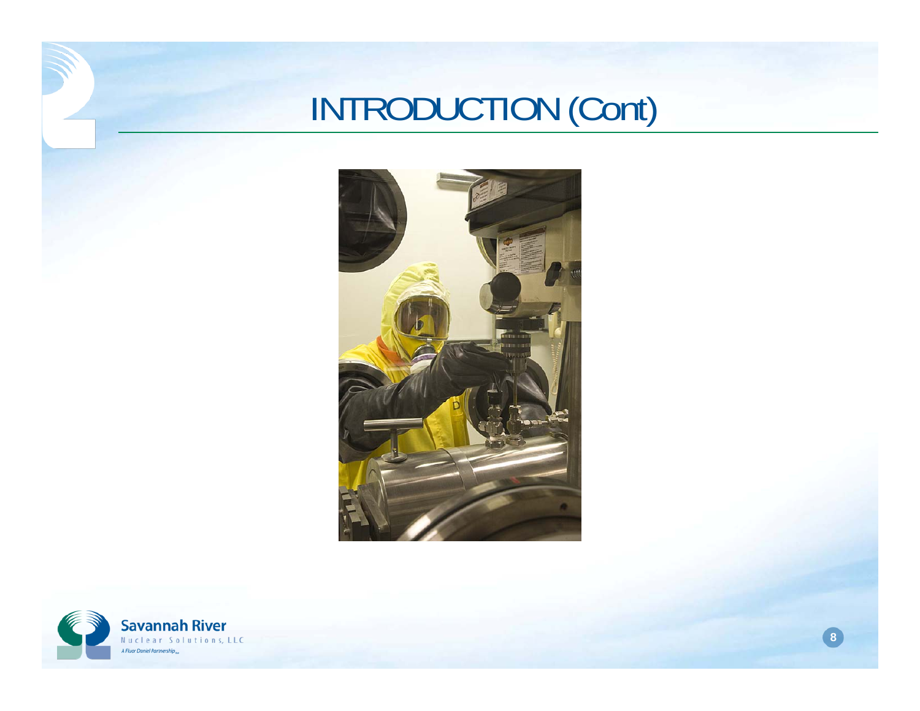# INTRODUCTION (Cont)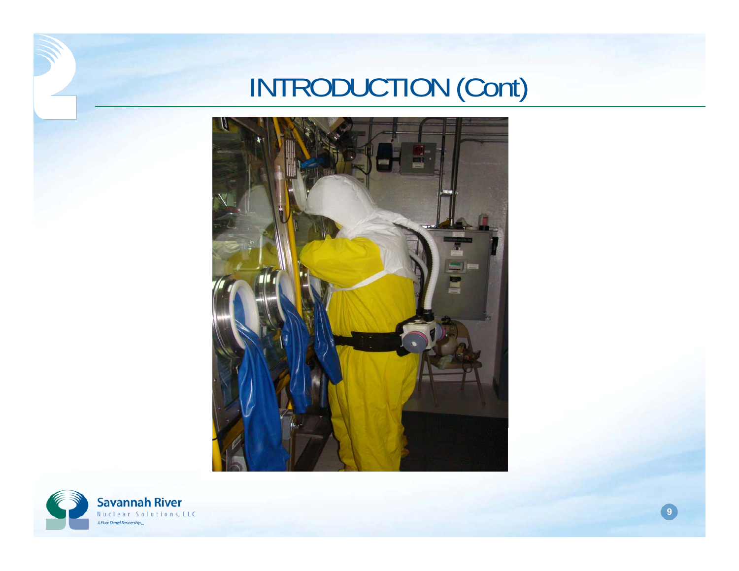# INTRODUCTION (Cont)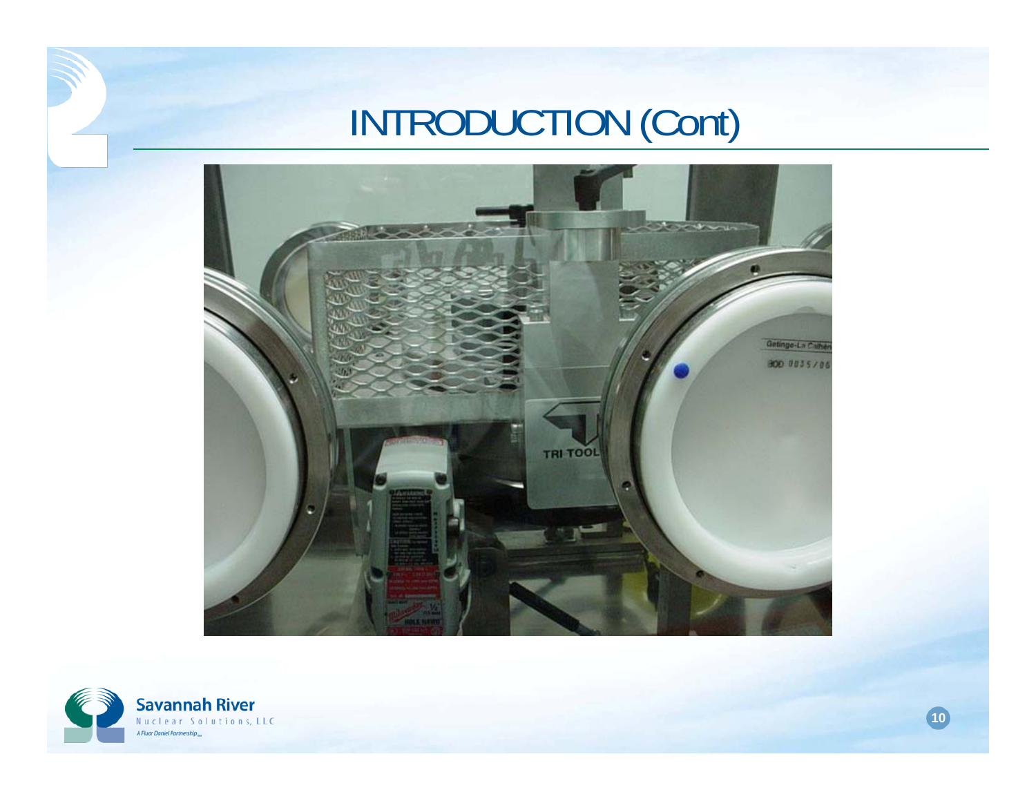# INTRODUCTION (Cont)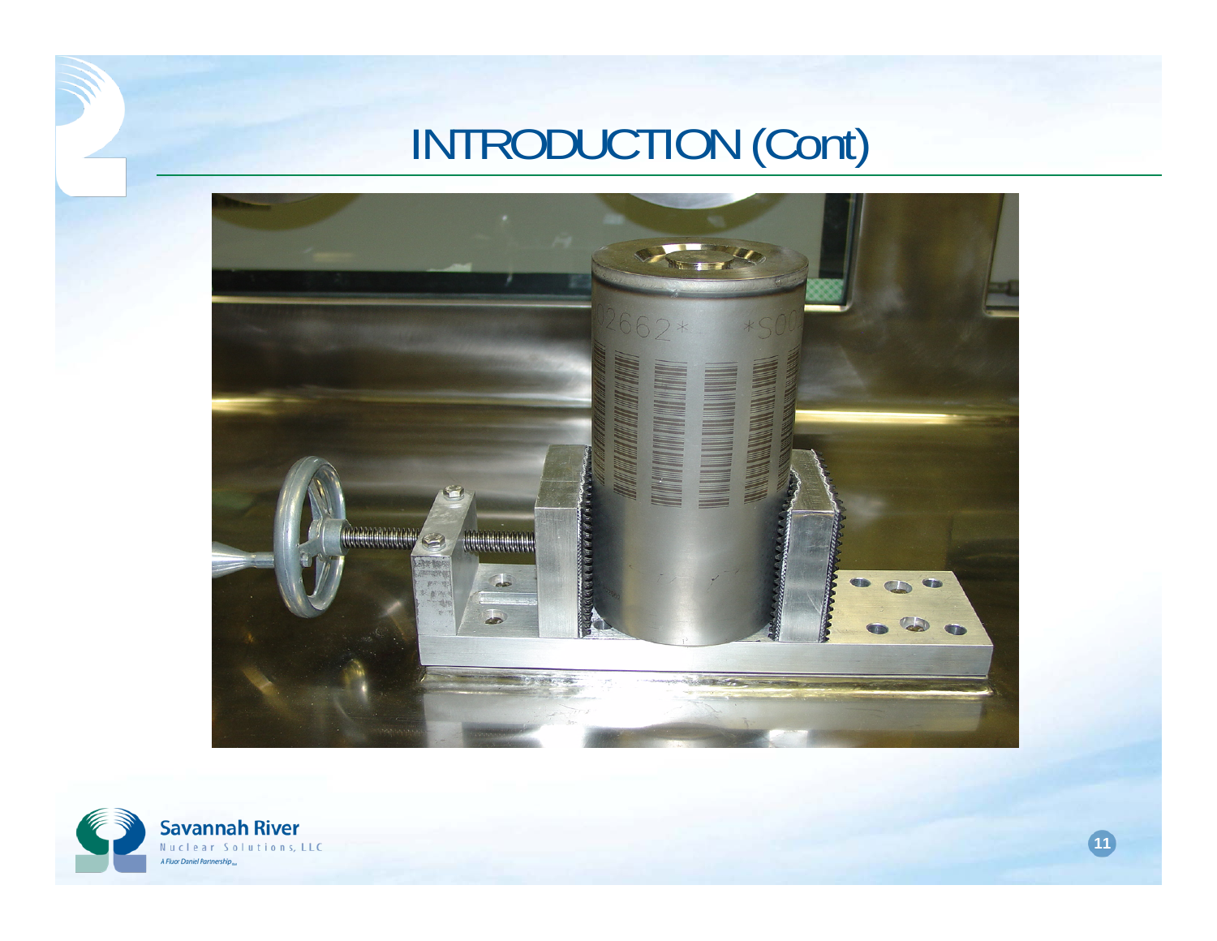# INTRODUCTION (Cont)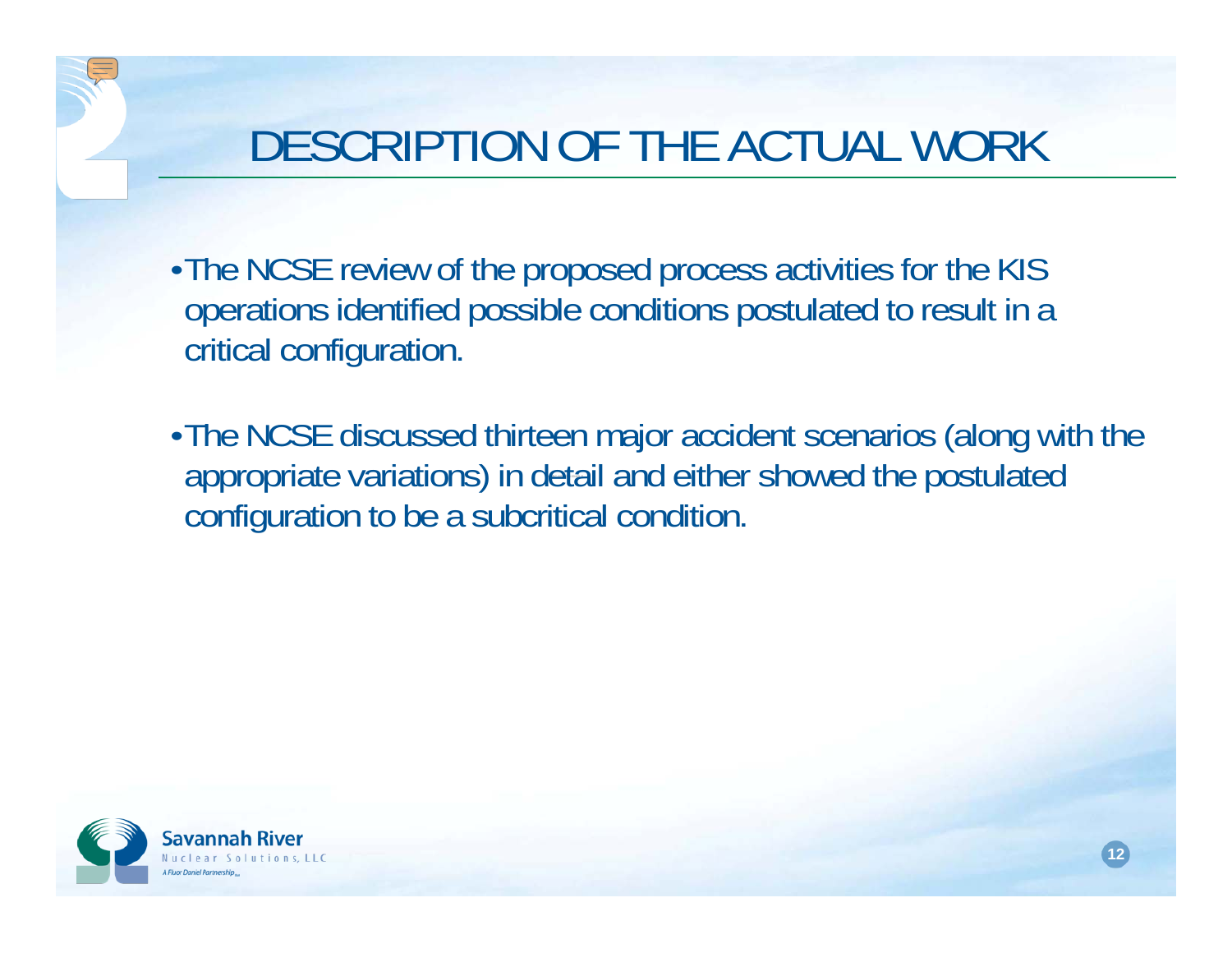# DESCRIPTION OF THE ACTUAL WORK

- The NCSE review of the proposed process activities for the KIS operations identified possible conditions postulated to result in a critical configuration.

- The NCSE discussed thirteen major accident scenarios (along with the appropriate variations) in detail and either showed the postulated configuration to be a subcritical condition.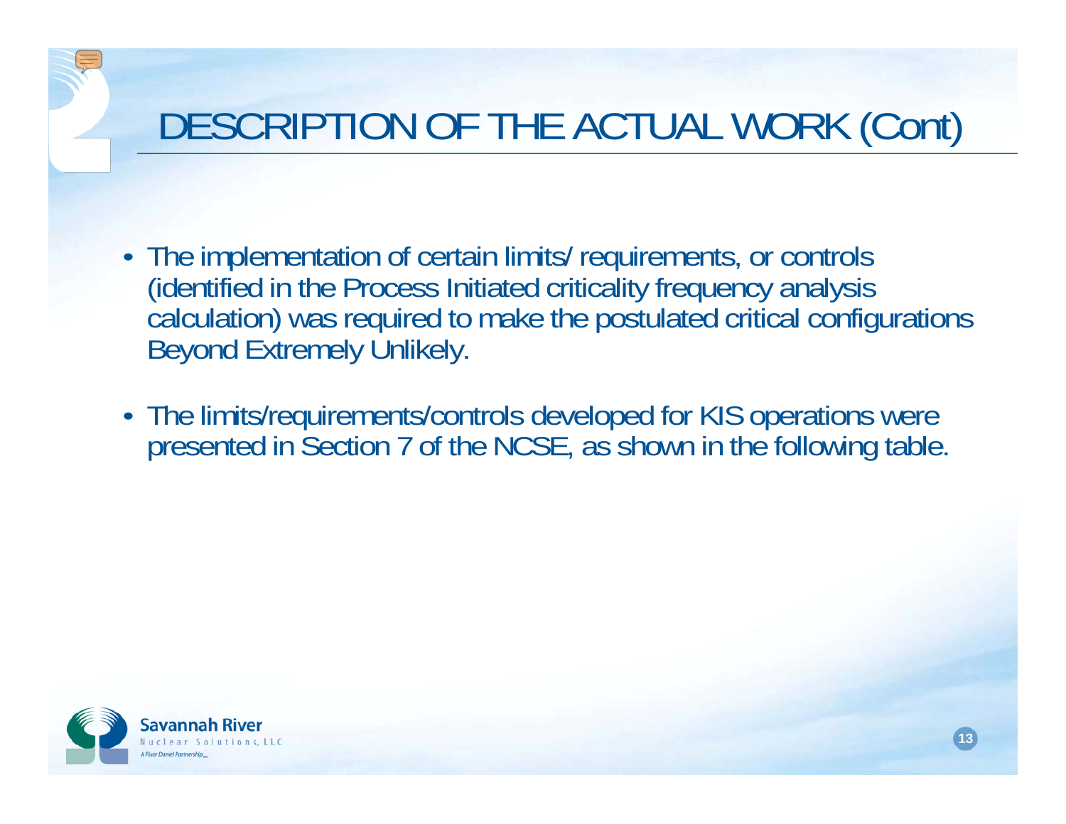# DESCRIPTION OF THE ACTUAL WORK (Cont)

- The implementation of certain limits/ requirements, or controls (identified in the Process Initiated criticality frequency analysis calculation) was required to make the postulated critical configurations Beyond Extremely Unlikely.
- The limits/requirements/controls developed for KIS operations were presented in Section 7 of the NCSE, as shown in the following table.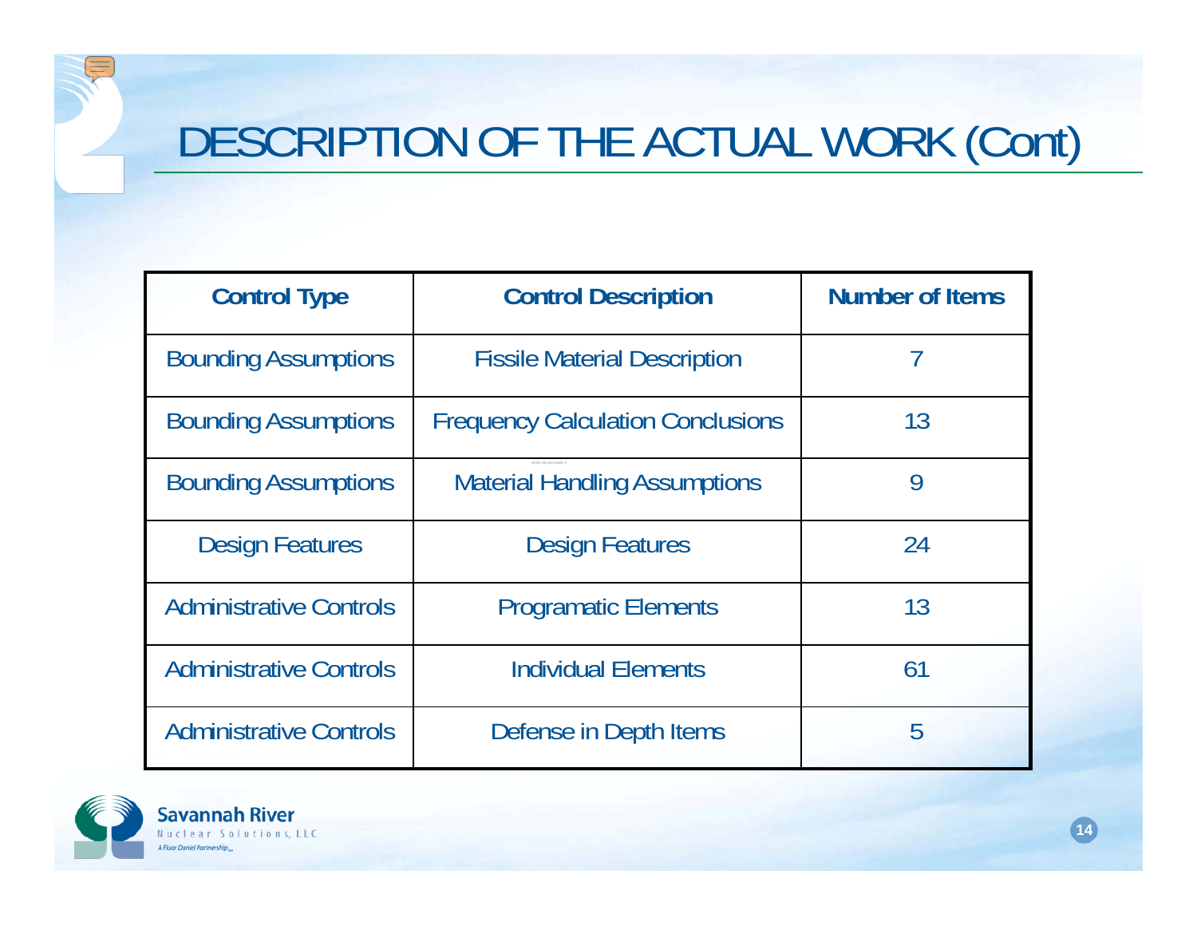# DESCRIPTION OF THE ACTUAL WORK (Cont)

| Control Type | Control Description | Number of Items |
|---|---|---|
| Bounding Assumptions | Fissile Material Description | 7 |
| Bounding Assumptions | Frequency Calculation Conclusions | 13 |
| Bounding Assumptions | Material Handling Assumptions | 9 |
| Design Features | Design Features | 24 |
| Administrative Controls | Programatic Elements | 13 |
| Administrative Controls | Individual Elements | 61 |
| Administrative Controls | Defense in Depth Items | 5 |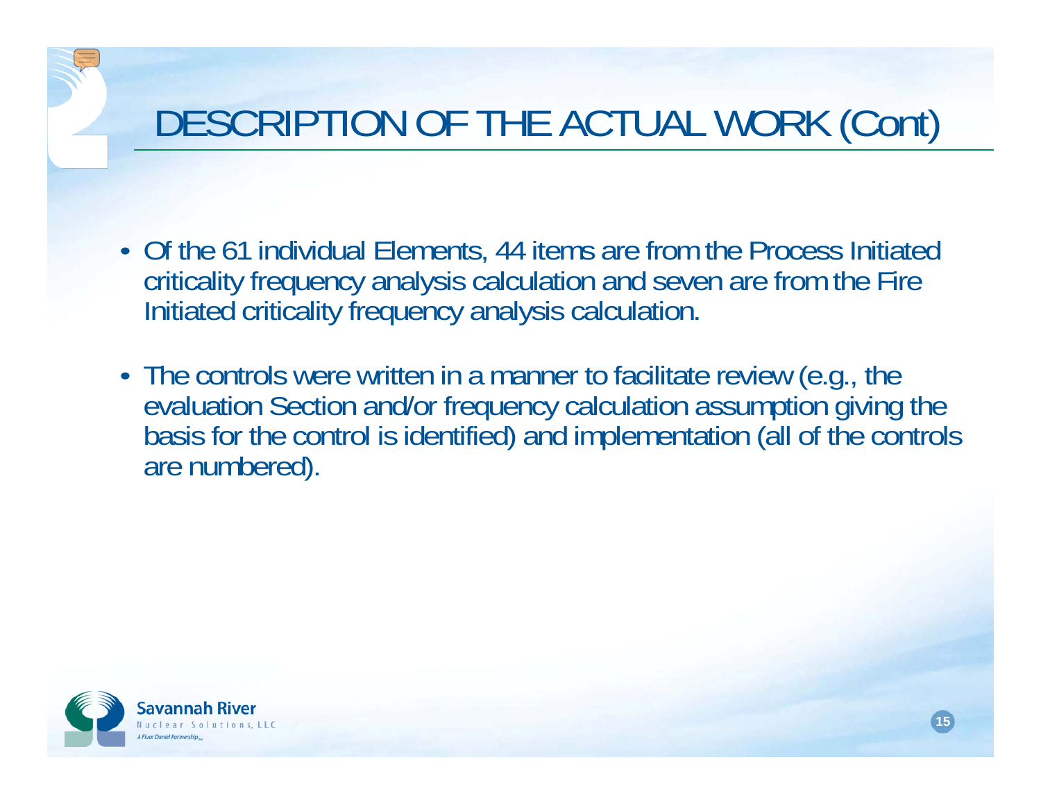# DESCRIPTION OF THE ACTUAL WORK (Cont)

- Of the 61 individual Elements, 44 items are from the Process Initiated criticality frequency analysis calculation and seven are from the Fire Initiated criticality frequency analysis calculation.
- The controls were written in a manner to facilitate review (e.g., the evaluation Section and/or frequency calculation assumption giving the basis for the control is identified) and implementation (all of the controls are numbered).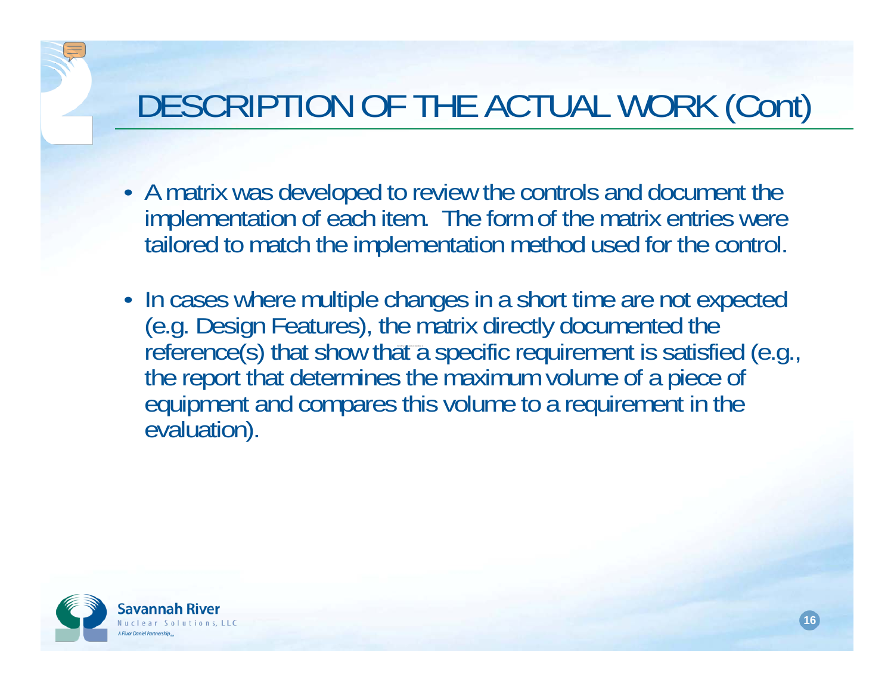# DESCRIPTION OF THE ACTUAL WORK (Cont)

- A matrix was developed to review the controls and document the implementation of each item. The form of the matrix entries were tailored to match the implementation method used for the control.
- In cases where multiple changes in a short time are not expected (e.g. Design Features), the matrix directly documented the reference(s) that show that a specific requirement is satisfied (e.g., the report that determines the maximum volume of a piece of equipment and compares this volume to a requirement in the evaluation).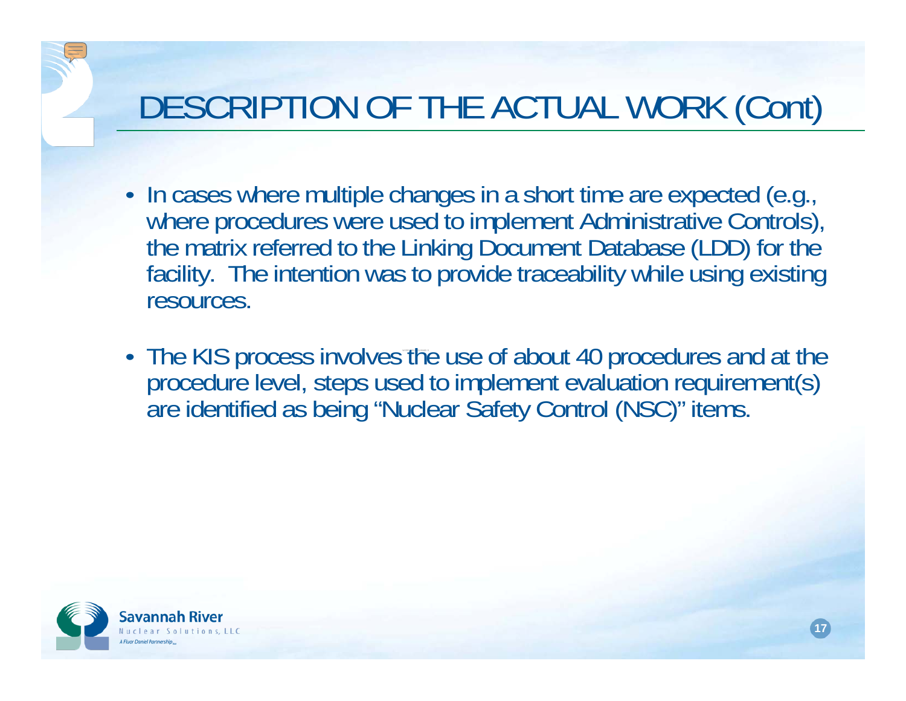# DESCRIPTION OF THE ACTUAL WORK (Cont)

- In cases where multiple changes in a short time are expected (e.g., where procedures were used to implement Administrative Controls), the matrix referred to the Linking Document Database (LDD) for the facility. The intention was to provide traceability while using existing resources.
- The KIS process involves the use of about 40 procedures and at the procedure level, steps used to implement evaluation requirement(s) are identified as being "Nuclear Safety Control (NSC)" items.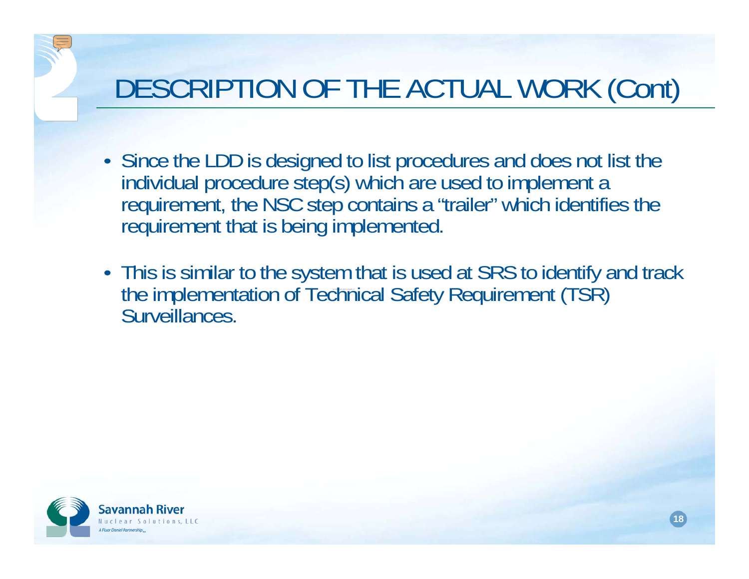# DESCRIPTION OF THE ACTUAL WORK (Cont)

- Since the LDD is designed to list procedures and does not list the individual procedure step(s) which are used to implement a requirement, the NSC step contains a "trailer" which identifies the requirement that is being implemented.
- This is similar to the system that is used at SRS to identify and track the implementation of Technical Safety Requirement (TSR) Surveillances.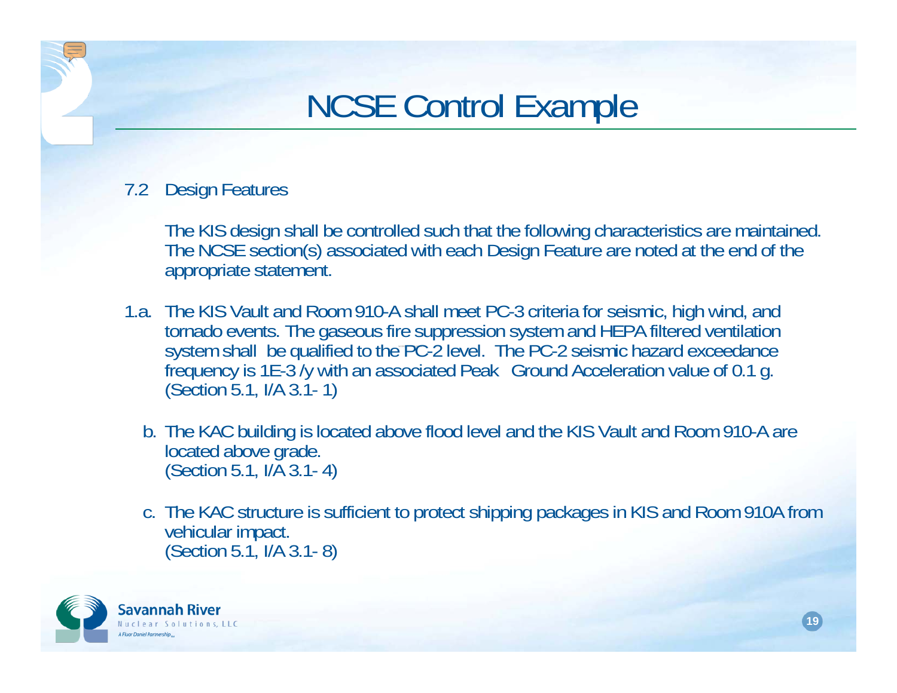# NCSE Control Example

7.2 Design Features

The KIS design shall be controlled such that the following characteristics are maintained. The NCSE section(s) associated with each Design Feature are noted at the end of the appropriate statement.

1.a. The KIS Vault and Room 910-A shall meet PC-3 criteria for seismic, high wind, and tornado events. The gaseous fire suppression system and HEPA filtered ventilation system shall be qualified to the PC-2 level. The PC-2 seismic hazard exceedance frequency is 1E-3 /y with an associated Peak Ground Acceleration value of 0.1 g. (Section 5.1, I/A 3.1- 1)

b. The KAC building is located above flood level and the KIS Vault and Room 910-A are located above grade. (Section 5.1, I/A 3.1- 4)

c. The KAC structure is sufficient to protect shipping packages in KIS and Room 910A from vehicular impact. (Section 5.1, I/A 3.1- 8)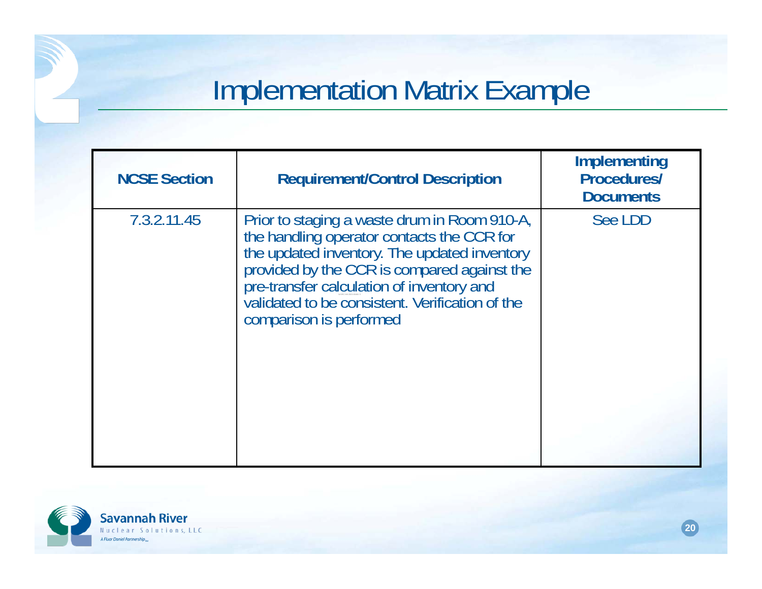# Implementation Matrix Example

| NCSE Section | Requirement/Control Description | Implementing Procedures/ Documents |
|---|---|---|
| 7.3.2.11.45 | Prior to staging a waste drum in Room 910-A, the handling operator contacts the CCR for the updated inventory. The updated inventory provided by the CCR is compared against the pre-transfer calculation of inventory and validated to be consistent. Verification of the comparison is performed | See LDD |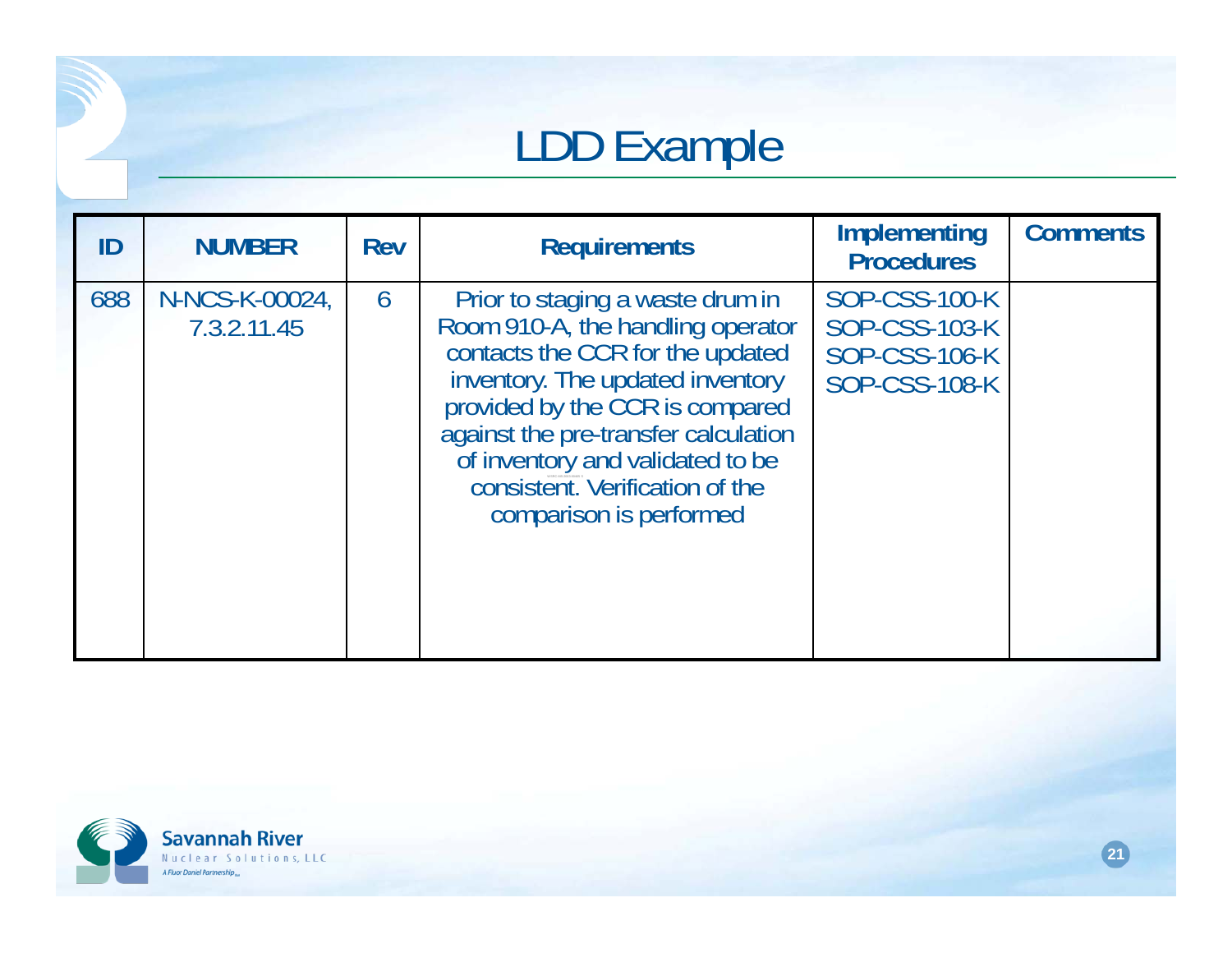# LDD Example

| ID | NUMBER | Rev | Requirements | Implementing Procedures | Comments |
|---|---|---|---|---|---|
| 688 | N-NCS-K-00024, 7.3.2.11.45 | 6 | Prior to staging a waste drum in Room 910-A, the handling operator contacts the CCR for the updated inventory. The updated inventory provided by the CCR is compared against the pre-transfer calculation of inventory and validated to be consistent. Verification of the comparison is performed | SOP-CSS-100-K SOP-CSS-103-K SOP-CSS-106-K SOP-CSS-108-K | |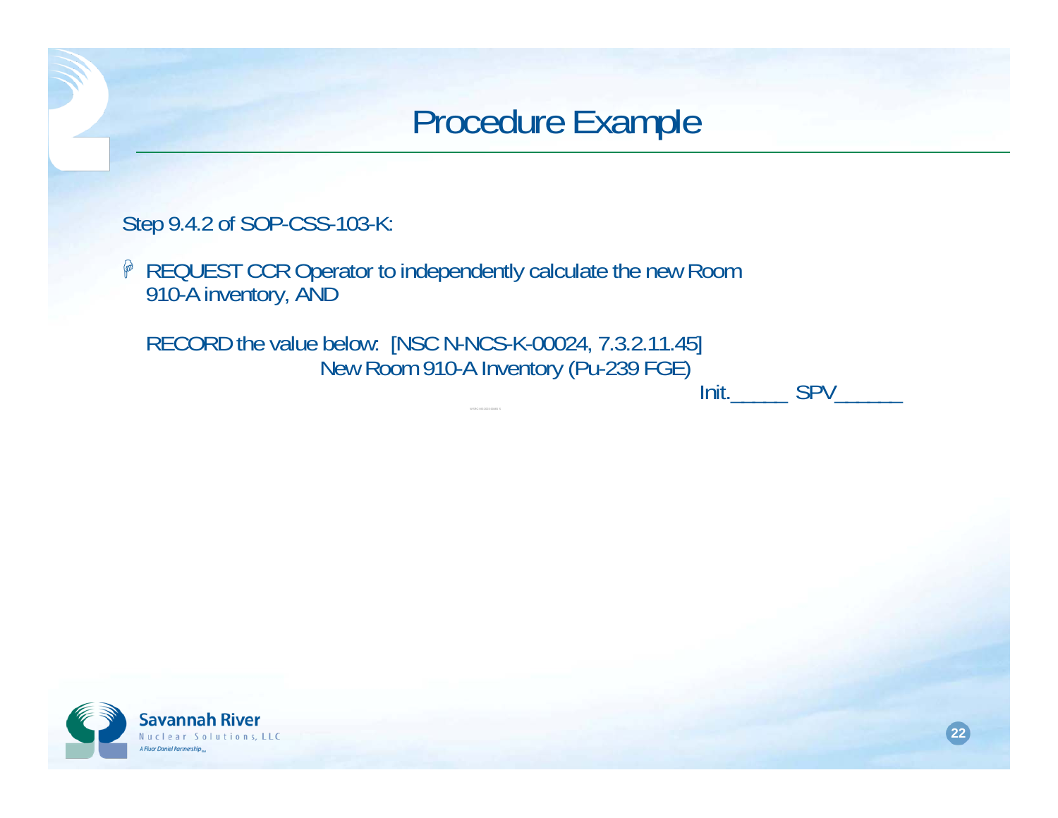# Procedure Example

Step 9.4.2 of SOP-CSS-103-K:

- REQUEST CCR Operator to independently calculate the new Room 910-A inventory, AND

  RECORD the value below: [NSC N-NCS-K-00024, 7.3.2.11.45]

  New Room 910-A Inventory (Pu-239 FGE)

  Init.\_\_\_\_\_ SPV\_\_\_\_\_\_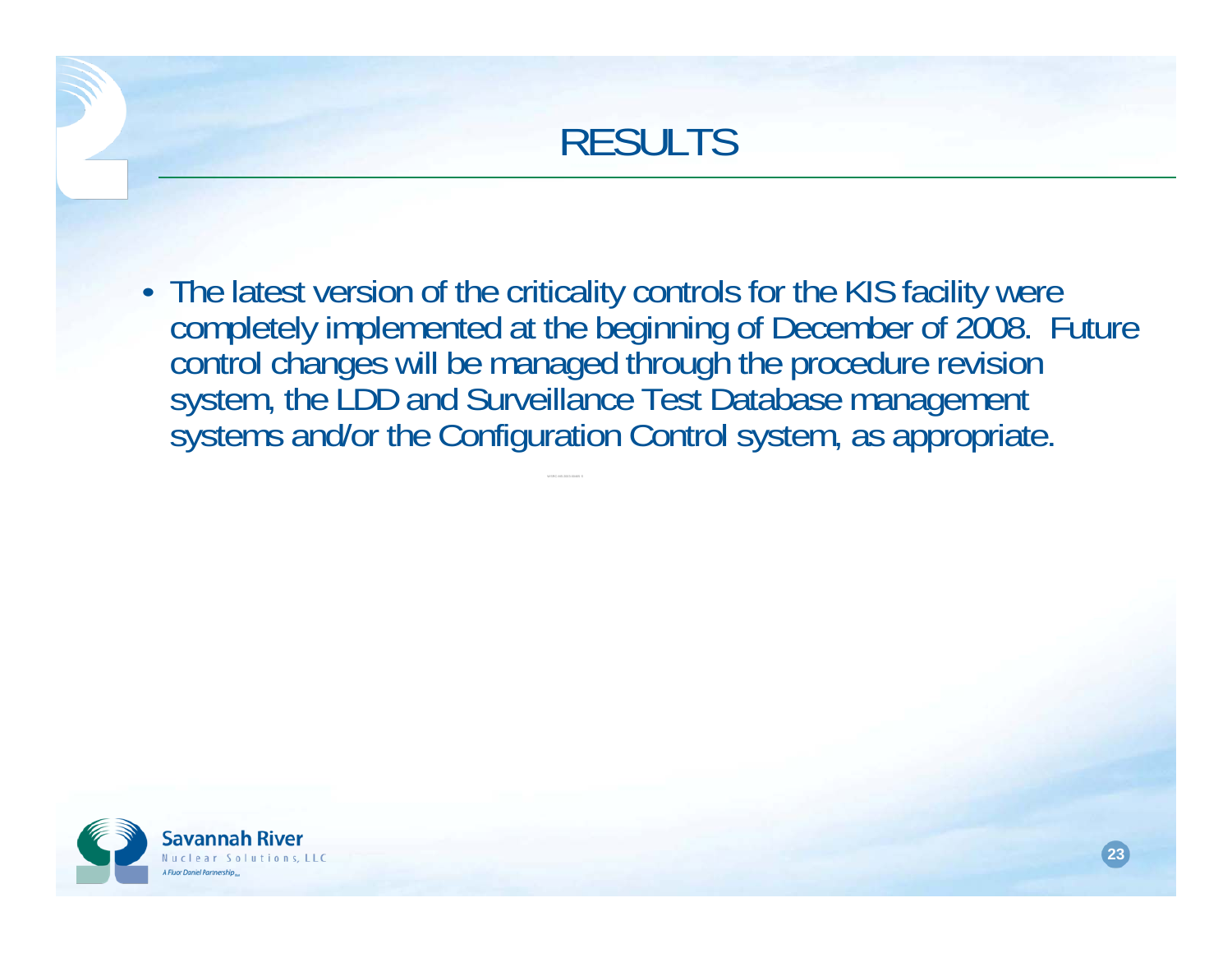# RESULTS

- The latest version of the criticality controls for the KIS facility were completely implemented at the beginning of December of 2008. Future control changes will be managed through the procedure revision system, the LDD and Surveillance Test Database management systems and/or the Configuration Control system, as appropriate.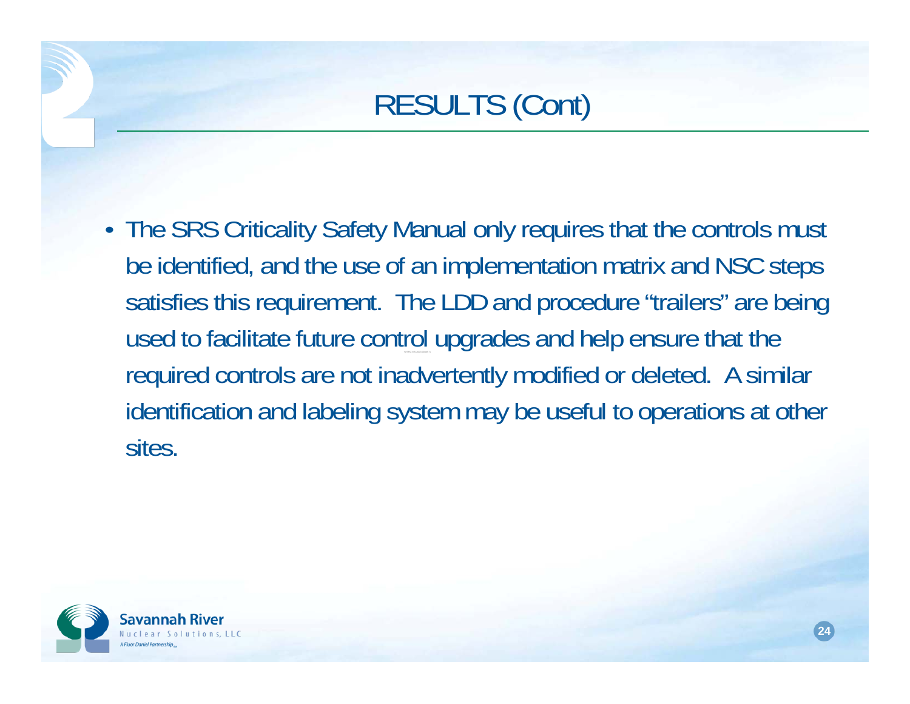# RESULTS (Cont)

- The SRS Criticality Safety Manual only requires that the controls must be identified, and the use of an implementation matrix and NSC steps satisfies this requirement. The LDD and procedure “trailers” are being used to facilitate future control upgrades and help ensure that the required controls are not inadvertently modified or deleted. A similar identification and labeling system may be useful to operations at other sites.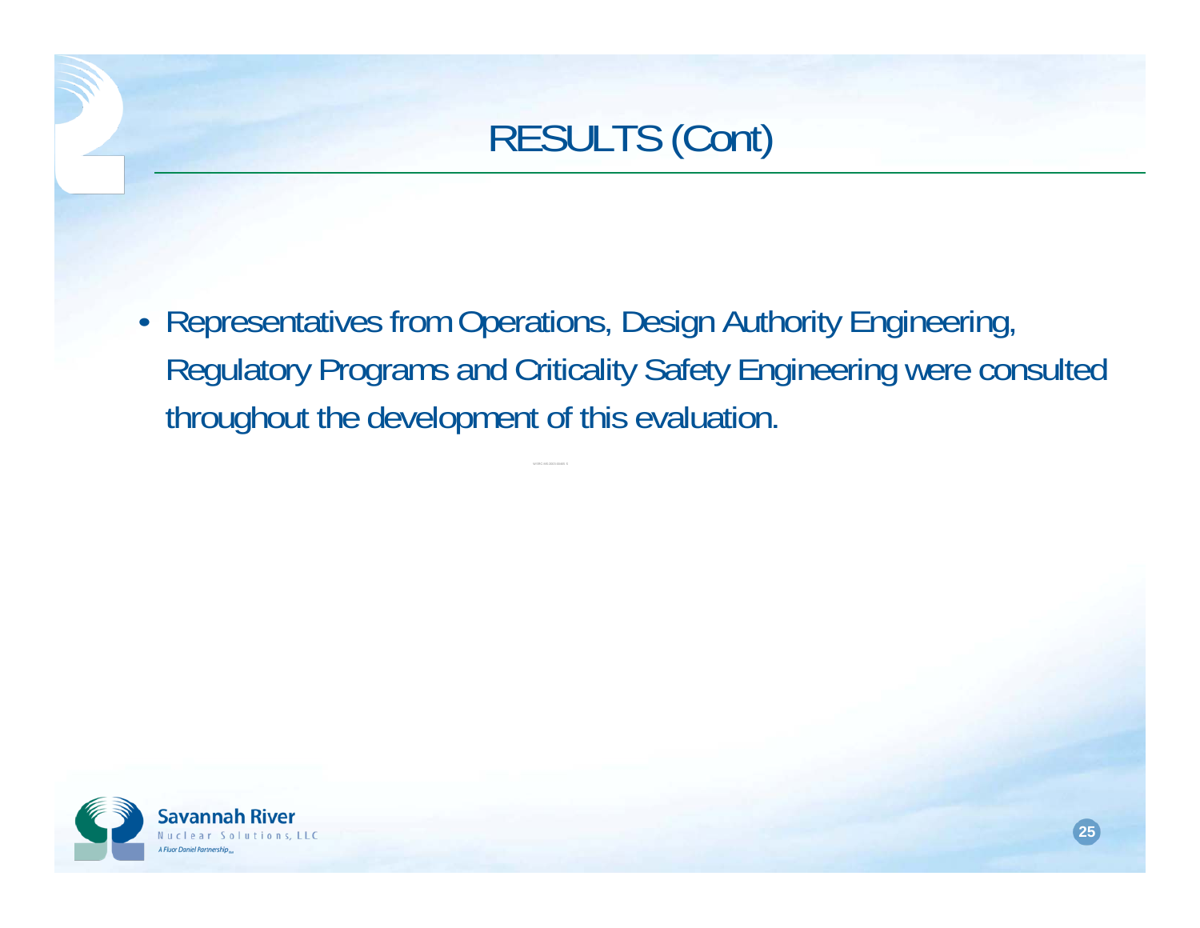# RESULTS (Cont)

- Representatives from Operations, Design Authority Engineering, Regulatory Programs and Criticality Safety Engineering were consulted throughout the development of this evaluation.